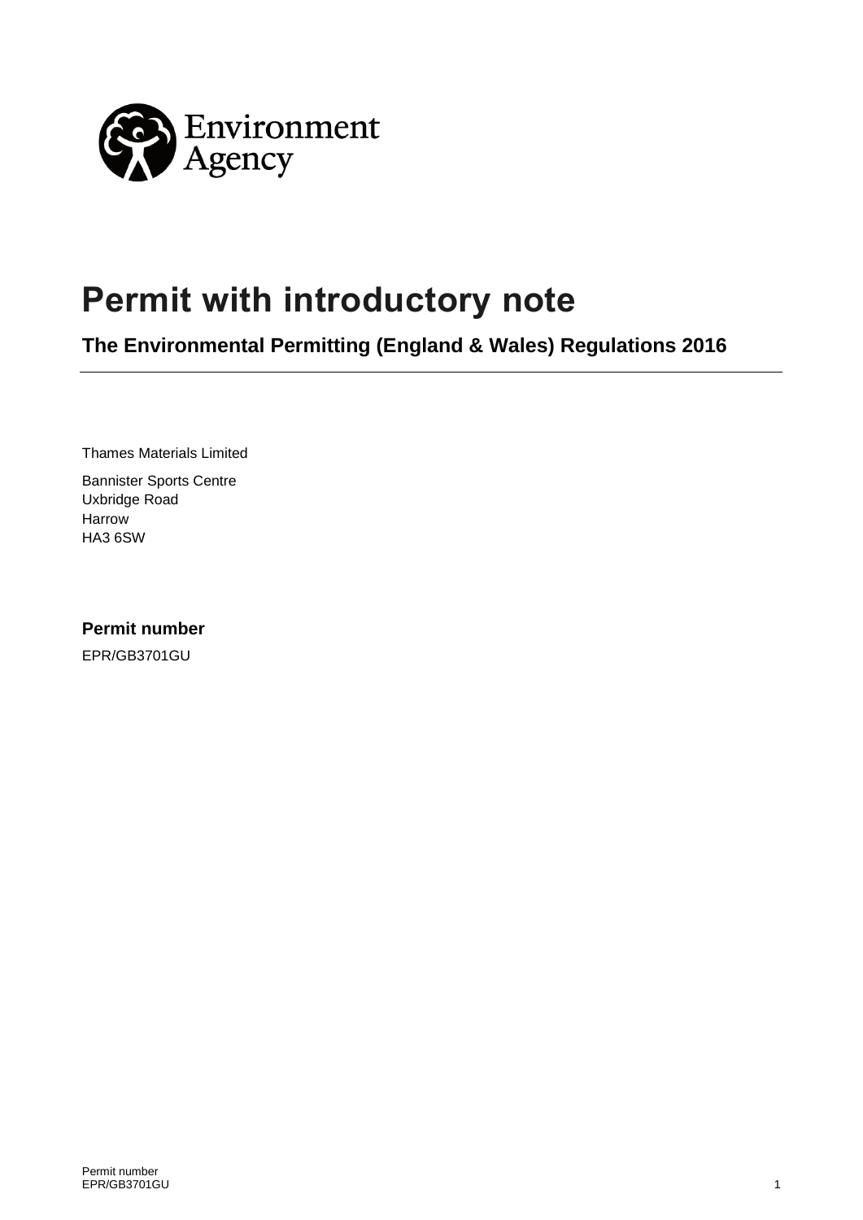Environment Agency

# Permit with introductory note

## The Environmental Permitting (England & Wales) Regulations 2016

Thames Materials Limited

Bannister Sports Centre
Uxbridge Road
Harrow
HA3 6SW

### Permit number

EPR/GB3701GU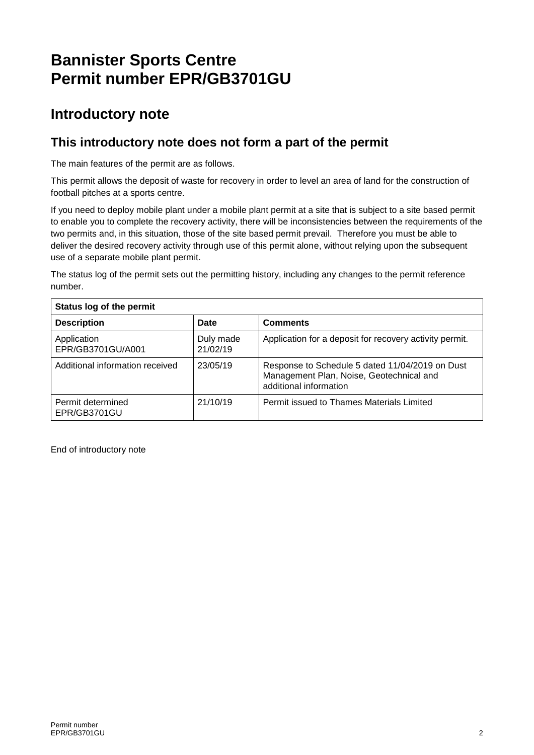# Bannister Sports Centre
# Permit number EPR/GB3701GU

## Introductory note

## This introductory note does not form a part of the permit

The main features of the permit are as follows.

This permit allows the deposit of waste for recovery in order to level an area of land for the construction of football pitches at a sports centre.

If you need to deploy mobile plant under a mobile plant permit at a site that is subject to a site based permit to enable you to complete the recovery activity, there will be inconsistencies between the requirements of the two permits and, in this situation, those of the site based permit prevail. Therefore you must be able to deliver the desired recovery activity through use of this permit alone, without relying upon the subsequent use of a separate mobile plant permit.

The status log of the permit sets out the permitting history, including any changes to the permit reference number.

| **Status log of the permit** | | |
|---|---|---|
| **Description** | **Date** | **Comments** |
| Application EPR/GB3701GU/A001 | Duly made 21/02/19 | Application for a deposit for recovery activity permit. |
| Additional information received | 23/05/19 | Response to Schedule 5 dated 11/04/2019 on Dust Management Plan, Noise, Geotechnical and additional information |
| Permit determined EPR/GB3701GU | 21/10/19 | Permit issued to Thames Materials Limited |

End of introductory note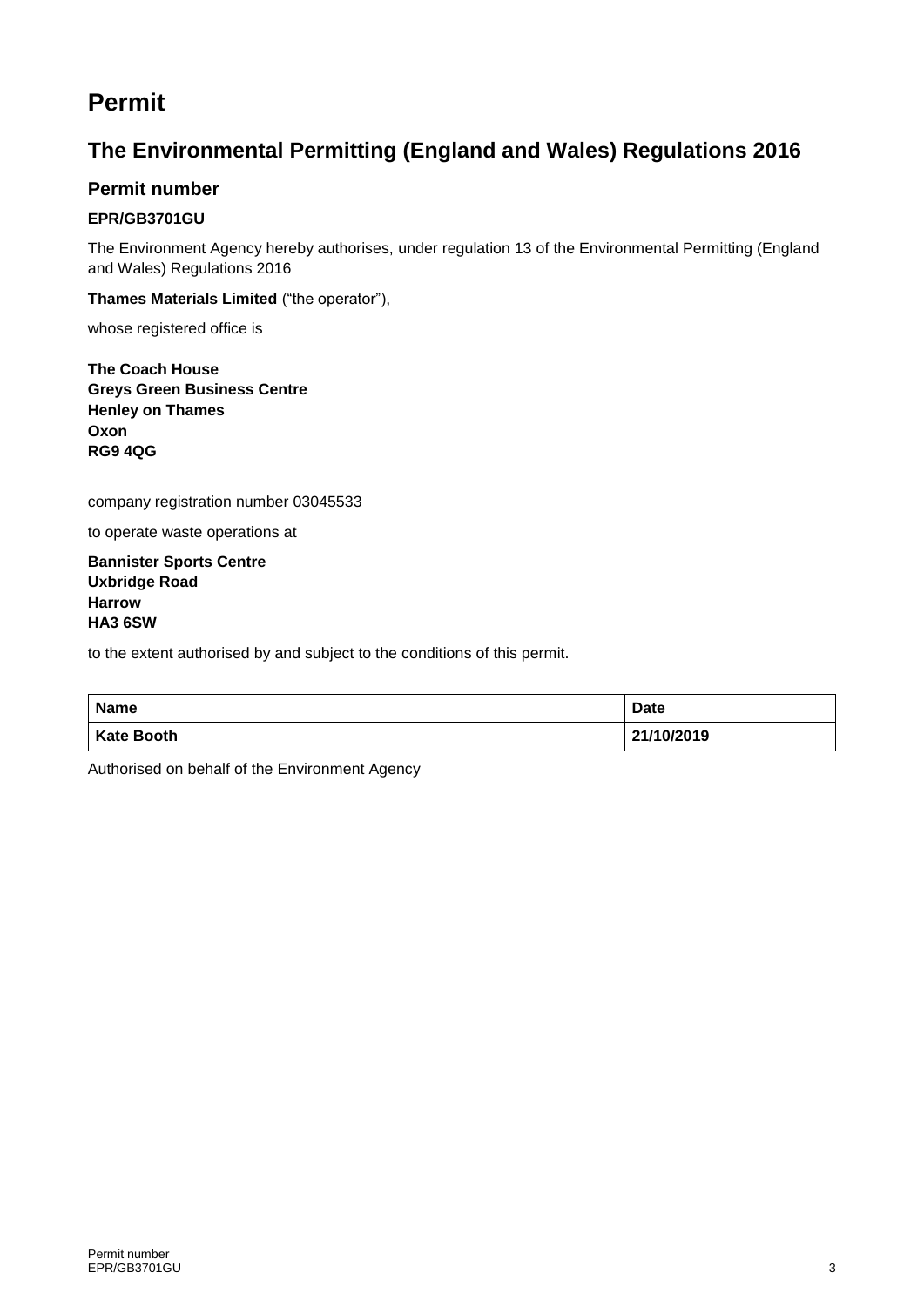# Permit

## The Environmental Permitting (England and Wales) Regulations 2016

### Permit number

**EPR/GB3701GU**

The Environment Agency hereby authorises, under regulation 13 of the Environmental Permitting (England and Wales) Regulations 2016

**Thames Materials Limited** ("the operator"),

whose registered office is

**The Coach House**
**Greys Green Business Centre**
**Henley on Thames**
**Oxon**
**RG9 4QG**

company registration number 03045533

to operate waste operations at

**Bannister Sports Centre**
**Uxbridge Road**
**Harrow**
**HA3 6SW**

to the extent authorised by and subject to the conditions of this permit.

| Name | Date |
|---|---|
| **Kate Booth** | **21/10/2019** |

Authorised on behalf of the Environment Agency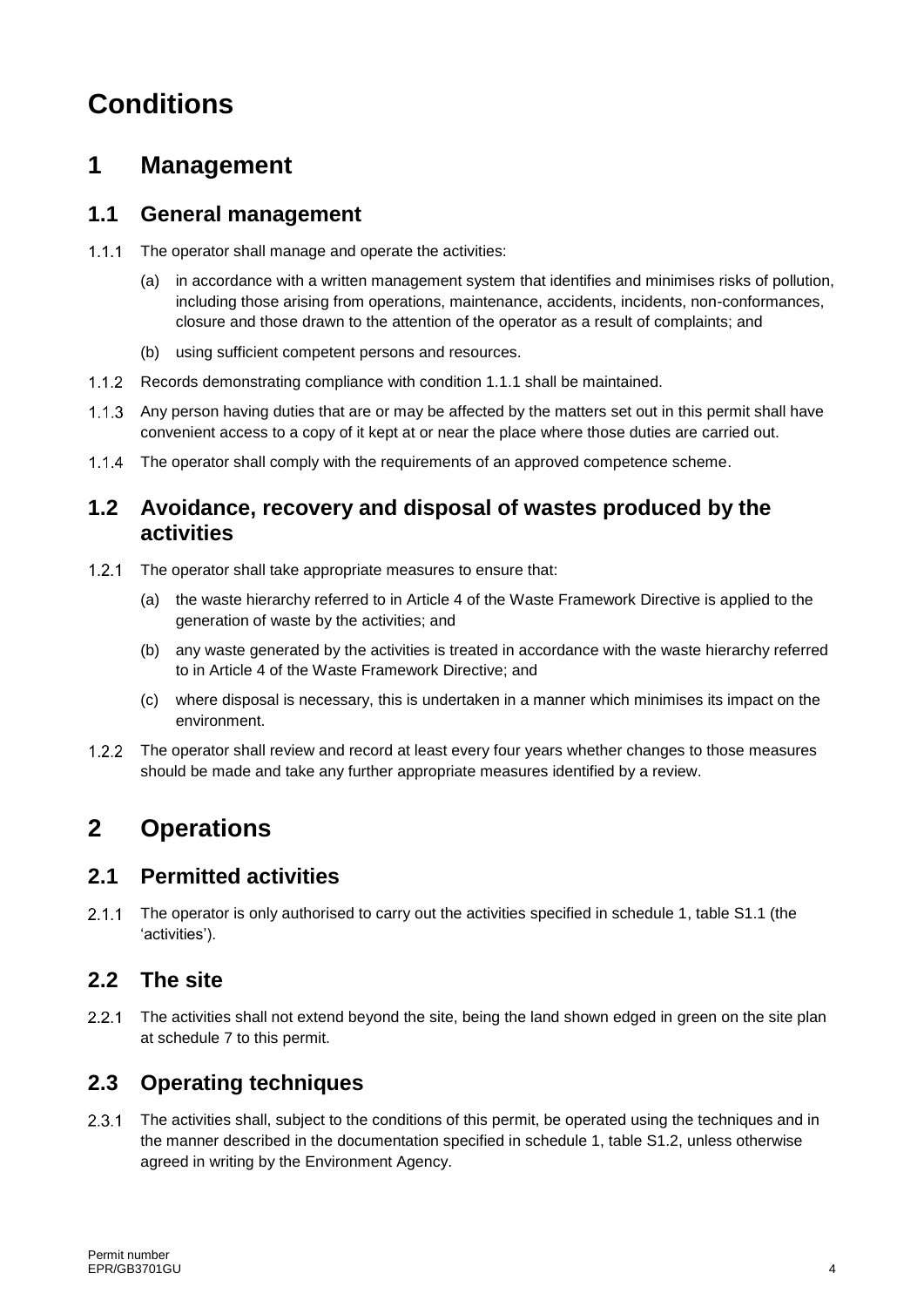# Conditions

## 1 Management

### 1.1 General management

1.1.1 The operator shall manage and operate the activities:

(a) in accordance with a written management system that identifies and minimises risks of pollution, including those arising from operations, maintenance, accidents, incidents, non-conformances, closure and those drawn to the attention of the operator as a result of complaints; and

(b) using sufficient competent persons and resources.

1.1.2 Records demonstrating compliance with condition 1.1.1 shall be maintained.

1.1.3 Any person having duties that are or may be affected by the matters set out in this permit shall have convenient access to a copy of it kept at or near the place where those duties are carried out.

1.1.4 The operator shall comply with the requirements of an approved competence scheme.

### 1.2 Avoidance, recovery and disposal of wastes produced by the activities

1.2.1 The operator shall take appropriate measures to ensure that:

(a) the waste hierarchy referred to in Article 4 of the Waste Framework Directive is applied to the generation of waste by the activities; and

(b) any waste generated by the activities is treated in accordance with the waste hierarchy referred to in Article 4 of the Waste Framework Directive; and

(c) where disposal is necessary, this is undertaken in a manner which minimises its impact on the environment.

1.2.2 The operator shall review and record at least every four years whether changes to those measures should be made and take any further appropriate measures identified by a review.

## 2 Operations

### 2.1 Permitted activities

2.1.1 The operator is only authorised to carry out the activities specified in schedule 1, table S1.1 (the 'activities').

### 2.2 The site

2.2.1 The activities shall not extend beyond the site, being the land shown edged in green on the site plan at schedule 7 to this permit.

### 2.3 Operating techniques

2.3.1 The activities shall, subject to the conditions of this permit, be operated using the techniques and in the manner described in the documentation specified in schedule 1, table S1.2, unless otherwise agreed in writing by the Environment Agency.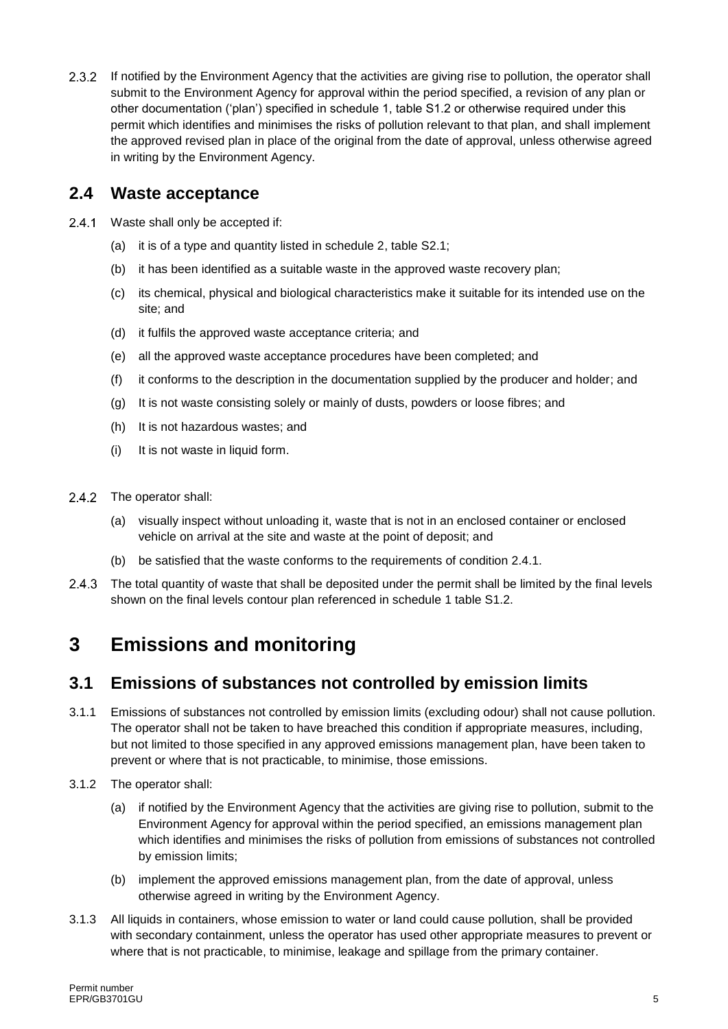2.3.2 If notified by the Environment Agency that the activities are giving rise to pollution, the operator shall submit to the Environment Agency for approval within the period specified, a revision of any plan or other documentation ('plan') specified in schedule 1, table S1.2 or otherwise required under this permit which identifies and minimises the risks of pollution relevant to that plan, and shall implement the approved revised plan in place of the original from the date of approval, unless otherwise agreed in writing by the Environment Agency.

## 2.4 Waste acceptance

2.4.1 Waste shall only be accepted if:

(a) it is of a type and quantity listed in schedule 2, table S2.1;

(b) it has been identified as a suitable waste in the approved waste recovery plan;

(c) its chemical, physical and biological characteristics make it suitable for its intended use on the site; and

(d) it fulfils the approved waste acceptance criteria; and

(e) all the approved waste acceptance procedures have been completed; and

(f) it conforms to the description in the documentation supplied by the producer and holder; and

(g) It is not waste consisting solely or mainly of dusts, powders or loose fibres; and

(h) It is not hazardous wastes; and

(i) It is not waste in liquid form.

2.4.2 The operator shall:

(a) visually inspect without unloading it, waste that is not in an enclosed container or enclosed vehicle on arrival at the site and waste at the point of deposit; and

(b) be satisfied that the waste conforms to the requirements of condition 2.4.1.

2.4.3 The total quantity of waste that shall be deposited under the permit shall be limited by the final levels shown on the final levels contour plan referenced in schedule 1 table S1.2.

# 3 Emissions and monitoring

## 3.1 Emissions of substances not controlled by emission limits

3.1.1 Emissions of substances not controlled by emission limits (excluding odour) shall not cause pollution. The operator shall not be taken to have breached this condition if appropriate measures, including, but not limited to those specified in any approved emissions management plan, have been taken to prevent or where that is not practicable, to minimise, those emissions.

3.1.2 The operator shall:

(a) if notified by the Environment Agency that the activities are giving rise to pollution, submit to the Environment Agency for approval within the period specified, an emissions management plan which identifies and minimises the risks of pollution from emissions of substances not controlled by emission limits;

(b) implement the approved emissions management plan, from the date of approval, unless otherwise agreed in writing by the Environment Agency.

3.1.3 All liquids in containers, whose emission to water or land could cause pollution, shall be provided with secondary containment, unless the operator has used other appropriate measures to prevent or where that is not practicable, to minimise, leakage and spillage from the primary container.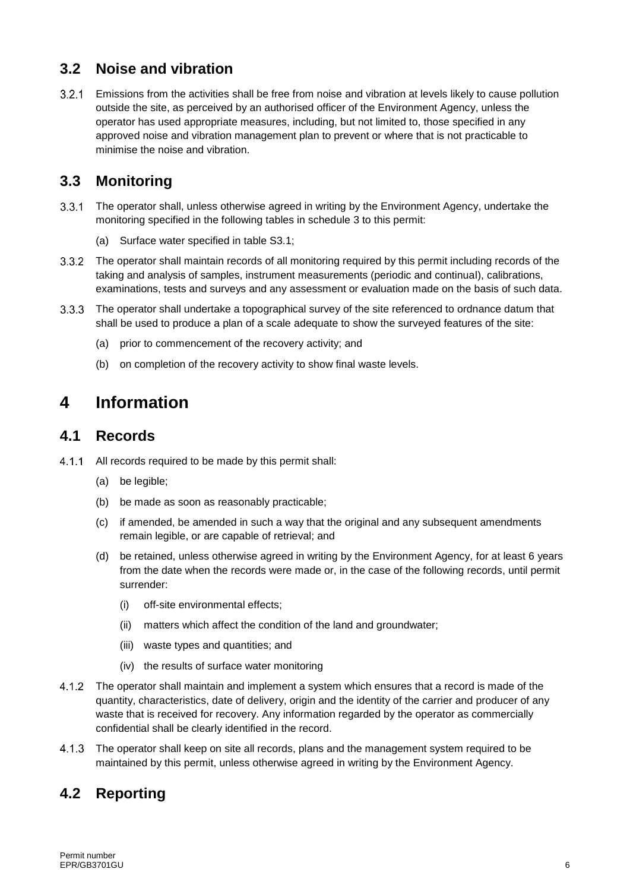## 3.2 Noise and vibration

3.2.1 Emissions from the activities shall be free from noise and vibration at levels likely to cause pollution outside the site, as perceived by an authorised officer of the Environment Agency, unless the operator has used appropriate measures, including, but not limited to, those specified in any approved noise and vibration management plan to prevent or where that is not practicable to minimise the noise and vibration.

## 3.3 Monitoring

3.3.1 The operator shall, unless otherwise agreed in writing by the Environment Agency, undertake the monitoring specified in the following tables in schedule 3 to this permit:

(a) Surface water specified in table S3.1;

3.3.2 The operator shall maintain records of all monitoring required by this permit including records of the taking and analysis of samples, instrument measurements (periodic and continual), calibrations, examinations, tests and surveys and any assessment or evaluation made on the basis of such data.

3.3.3 The operator shall undertake a topographical survey of the site referenced to ordnance datum that shall be used to produce a plan of a scale adequate to show the surveyed features of the site:

(a) prior to commencement of the recovery activity; and

(b) on completion of the recovery activity to show final waste levels.

# 4 Information

## 4.1 Records

4.1.1 All records required to be made by this permit shall:

(a) be legible;

(b) be made as soon as reasonably practicable;

(c) if amended, be amended in such a way that the original and any subsequent amendments remain legible, or are capable of retrieval; and

(d) be retained, unless otherwise agreed in writing by the Environment Agency, for at least 6 years from the date when the records were made or, in the case of the following records, until permit surrender:

(i) off-site environmental effects;

(ii) matters which affect the condition of the land and groundwater;

(iii) waste types and quantities; and

(iv) the results of surface water monitoring

4.1.2 The operator shall maintain and implement a system which ensures that a record is made of the quantity, characteristics, date of delivery, origin and the identity of the carrier and producer of any waste that is received for recovery. Any information regarded by the operator as commercially confidential shall be clearly identified in the record.

4.1.3 The operator shall keep on site all records, plans and the management system required to be maintained by this permit, unless otherwise agreed in writing by the Environment Agency.

## 4.2 Reporting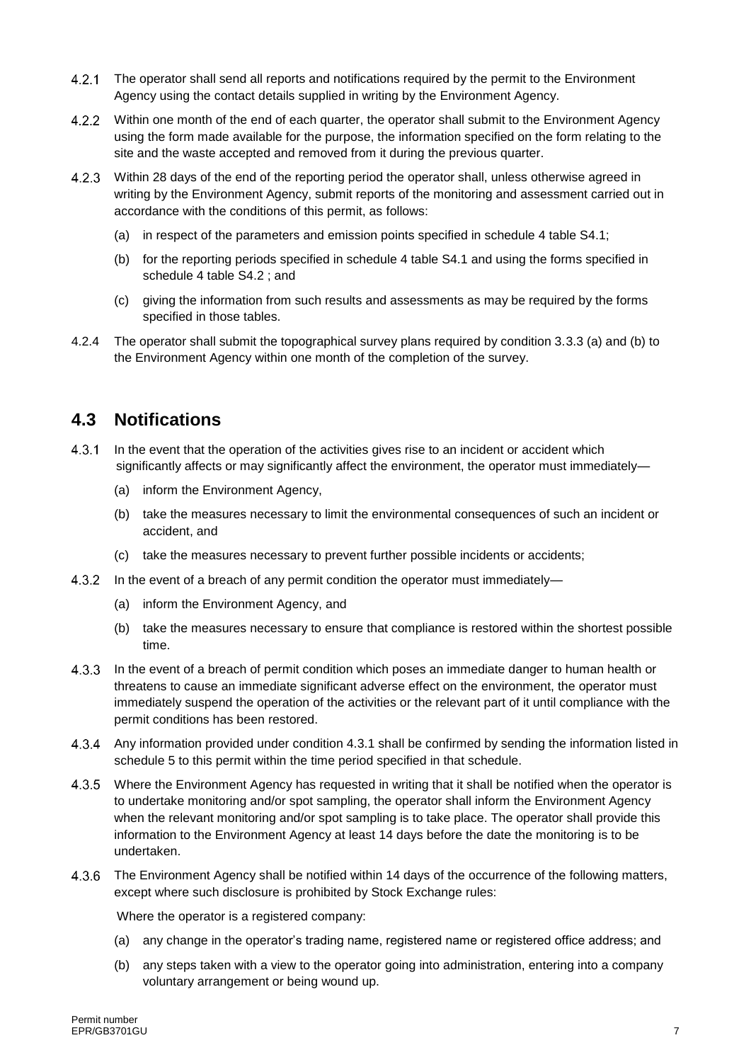4.2.1 The operator shall send all reports and notifications required by the permit to the Environment Agency using the contact details supplied in writing by the Environment Agency.

4.2.2 Within one month of the end of each quarter, the operator shall submit to the Environment Agency using the form made available for the purpose, the information specified on the form relating to the site and the waste accepted and removed from it during the previous quarter.

4.2.3 Within 28 days of the end of the reporting period the operator shall, unless otherwise agreed in writing by the Environment Agency, submit reports of the monitoring and assessment carried out in accordance with the conditions of this permit, as follows:

(a) in respect of the parameters and emission points specified in schedule 4 table S4.1;

(b) for the reporting periods specified in schedule 4 table S4.1 and using the forms specified in schedule 4 table S4.2 ; and

(c) giving the information from such results and assessments as may be required by the forms specified in those tables.

4.2.4 The operator shall submit the topographical survey plans required by condition 3.3.3 (a) and (b) to the Environment Agency within one month of the completion of the survey.

## 4.3 Notifications

4.3.1 In the event that the operation of the activities gives rise to an incident or accident which significantly affects or may significantly affect the environment, the operator must immediately—

(a) inform the Environment Agency,

(b) take the measures necessary to limit the environmental consequences of such an incident or accident, and

(c) take the measures necessary to prevent further possible incidents or accidents;

4.3.2 In the event of a breach of any permit condition the operator must immediately—

(a) inform the Environment Agency, and

(b) take the measures necessary to ensure that compliance is restored within the shortest possible time.

4.3.3 In the event of a breach of permit condition which poses an immediate danger to human health or threatens to cause an immediate significant adverse effect on the environment, the operator must immediately suspend the operation of the activities or the relevant part of it until compliance with the permit conditions has been restored.

4.3.4 Any information provided under condition 4.3.1 shall be confirmed by sending the information listed in schedule 5 to this permit within the time period specified in that schedule.

4.3.5 Where the Environment Agency has requested in writing that it shall be notified when the operator is to undertake monitoring and/or spot sampling, the operator shall inform the Environment Agency when the relevant monitoring and/or spot sampling is to take place. The operator shall provide this information to the Environment Agency at least 14 days before the date the monitoring is to be undertaken.

4.3.6 The Environment Agency shall be notified within 14 days of the occurrence of the following matters, except where such disclosure is prohibited by Stock Exchange rules:

Where the operator is a registered company:

(a) any change in the operator's trading name, registered name or registered office address; and

(b) any steps taken with a view to the operator going into administration, entering into a company voluntary arrangement or being wound up.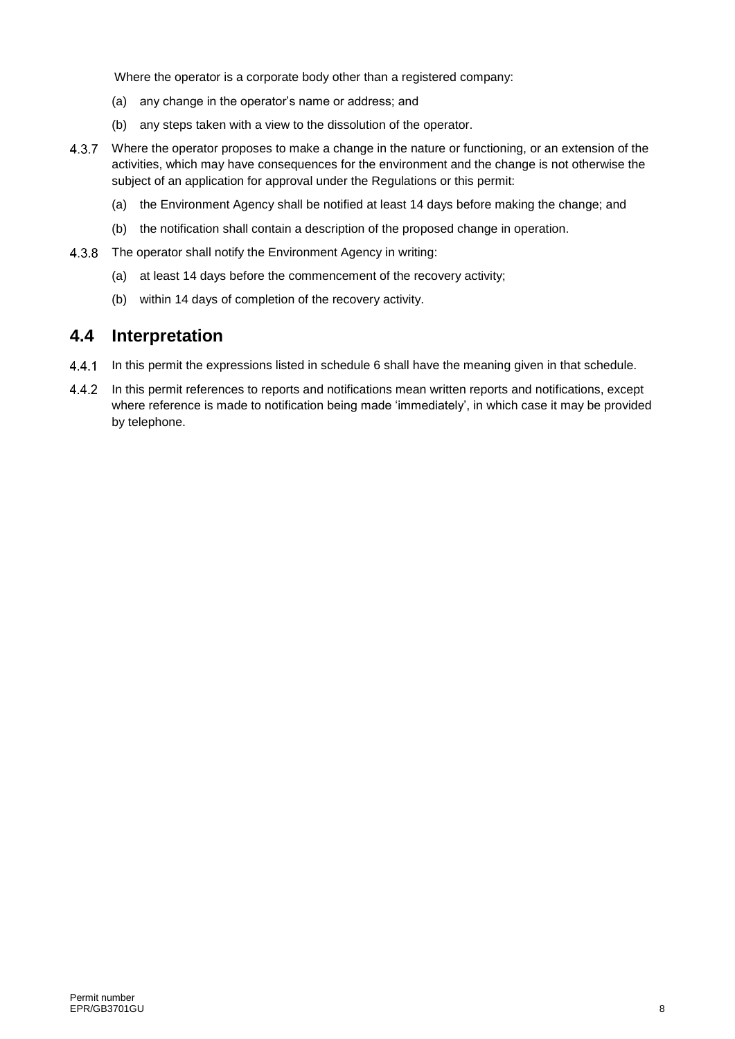Where the operator is a corporate body other than a registered company:

(a) any change in the operator's name or address; and

(b) any steps taken with a view to the dissolution of the operator.

4.3.7 Where the operator proposes to make a change in the nature or functioning, or an extension of the activities, which may have consequences for the environment and the change is not otherwise the subject of an application for approval under the Regulations or this permit:

(a) the Environment Agency shall be notified at least 14 days before making the change; and

(b) the notification shall contain a description of the proposed change in operation.

4.3.8 The operator shall notify the Environment Agency in writing:

(a) at least 14 days before the commencement of the recovery activity;

(b) within 14 days of completion of the recovery activity.

## 4.4 Interpretation

4.4.1 In this permit the expressions listed in schedule 6 shall have the meaning given in that schedule.

4.4.2 In this permit references to reports and notifications mean written reports and notifications, except where reference is made to notification being made 'immediately', in which case it may be provided by telephone.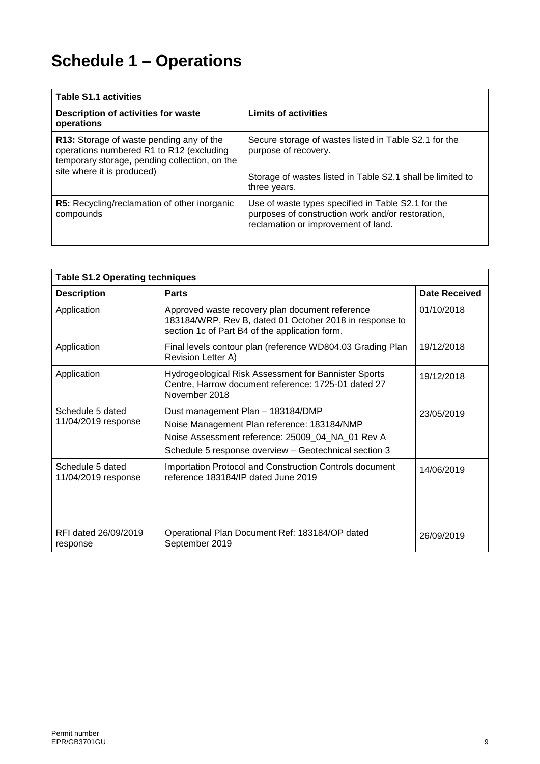# Schedule 1 – Operations

| Table S1.1 activities | |
|---|---|
| **Description of activities for waste operations** | **Limits of activities** |
| **R13:** Storage of waste pending any of the operations numbered R1 to R12 (excluding temporary storage, pending collection, on the site where it is produced) | Secure storage of wastes listed in Table S2.1 for the purpose of recovery.<br><br>Storage of wastes listed in Table S2.1 shall be limited to three years. |
| **R5:** Recycling/reclamation of other inorganic compounds | Use of waste types specified in Table S2.1 for the purposes of construction work and/or restoration, reclamation or improvement of land. |

| Table S1.2 Operating techniques | | |
|---|---|---|
| **Description** | **Parts** | **Date Received** |
| Application | Approved waste recovery plan document reference 183184/WRP, Rev B, dated 01 October 2018 in response to section 1c of Part B4 of the application form. | 01/10/2018 |
| Application | Final levels contour plan (reference WD804.03 Grading Plan Revision Letter A) | 19/12/2018 |
| Application | Hydrogeological Risk Assessment for Bannister Sports Centre, Harrow document reference: 1725-01 dated 27 November 2018 | 19/12/2018 |
| Schedule 5 dated 11/04/2019 response | Dust management Plan – 183184/DMP<br>Noise Management Plan reference: 183184/NMP<br>Noise Assessment reference: 25009_04_NA_01 Rev A<br>Schedule 5 response overview – Geotechnical section 3 | 23/05/2019 |
| Schedule 5 dated 11/04/2019 response | Importation Protocol and Construction Controls document reference 183184/IP dated June 2019 | 14/06/2019 |
| RFI dated 26/09/2019 response | Operational Plan Document Ref: 183184/OP dated September 2019 | 26/09/2019 |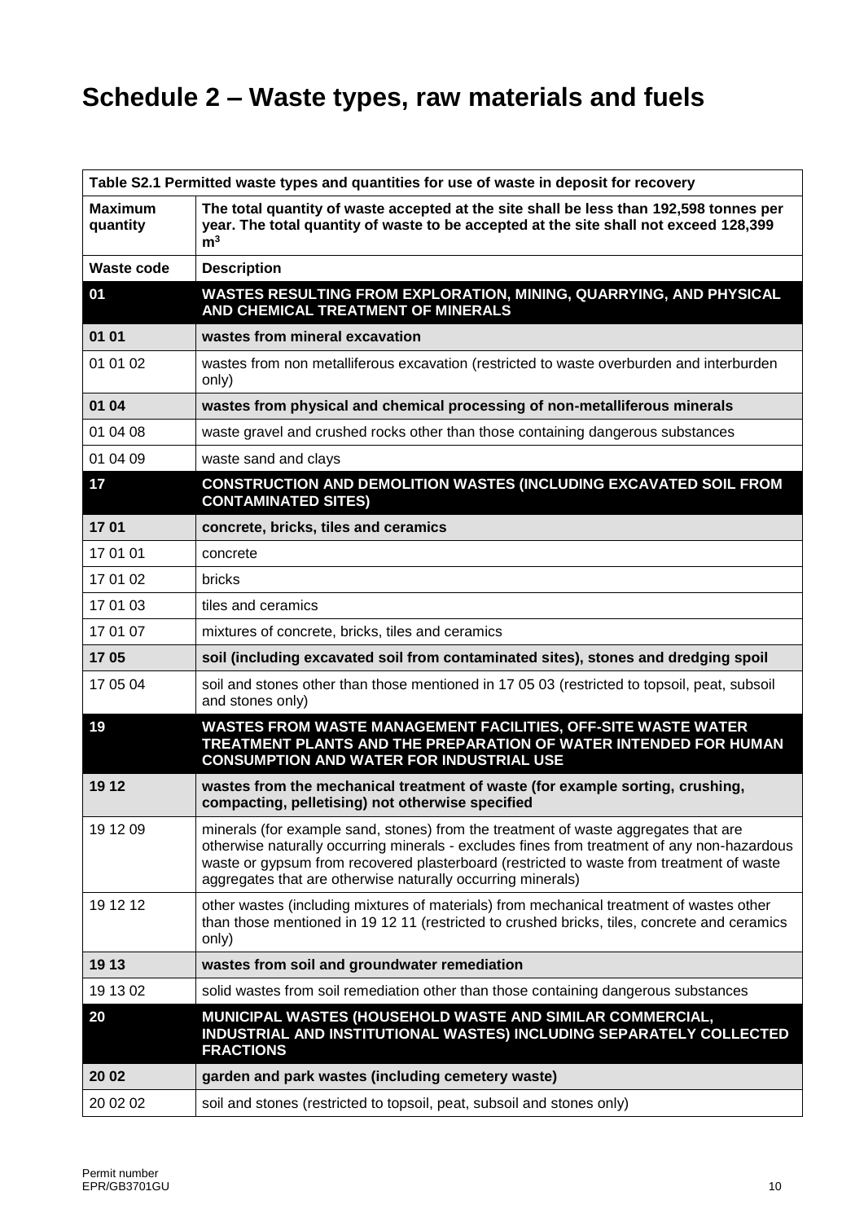# Schedule 2 – Waste types, raw materials and fuels

| Table S2.1 Permitted waste types and quantities for use of waste in deposit for recovery | |
|---|---|
| **Maximum quantity** | **The total quantity of waste accepted at the site shall be less than 192,598 tonnes per year. The total quantity of waste to be accepted at the site shall not exceed 128,399 m$^3$** |
| **Waste code** | **Description** |
| **01** | **WASTES RESULTING FROM EXPLORATION, MINING, QUARRYING, AND PHYSICAL AND CHEMICAL TREATMENT OF MINERALS** |
| **01 01** | **wastes from mineral excavation** |
| 01 01 02 | wastes from non metalliferous excavation (restricted to waste overburden and interburden only) |
| **01 04** | **wastes from physical and chemical processing of non-metalliferous minerals** |
| 01 04 08 | waste gravel and crushed rocks other than those containing dangerous substances |
| 01 04 09 | waste sand and clays |
| **17** | **CONSTRUCTION AND DEMOLITION WASTES (INCLUDING EXCAVATED SOIL FROM CONTAMINATED SITES)** |
| **17 01** | **concrete, bricks, tiles and ceramics** |
| 17 01 01 | concrete |
| 17 01 02 | bricks |
| 17 01 03 | tiles and ceramics |
| 17 01 07 | mixtures of concrete, bricks, tiles and ceramics |
| **17 05** | **soil (including excavated soil from contaminated sites), stones and dredging spoil** |
| 17 05 04 | soil and stones other than those mentioned in 17 05 03 (restricted to topsoil, peat, subsoil and stones only) |
| **19** | **WASTES FROM WASTE MANAGEMENT FACILITIES, OFF-SITE WASTE WATER TREATMENT PLANTS AND THE PREPARATION OF WATER INTENDED FOR HUMAN CONSUMPTION AND WATER FOR INDUSTRIAL USE** |
| **19 12** | **wastes from the mechanical treatment of waste (for example sorting, crushing, compacting, pelletising) not otherwise specified** |
| 19 12 09 | minerals (for example sand, stones) from the treatment of waste aggregates that are otherwise naturally occurring minerals - excludes fines from treatment of any non-hazardous waste or gypsum from recovered plasterboard (restricted to waste from treatment of waste aggregates that are otherwise naturally occurring minerals) |
| 19 12 12 | other wastes (including mixtures of materials) from mechanical treatment of wastes other than those mentioned in 19 12 11 (restricted to crushed bricks, tiles, concrete and ceramics only) |
| **19 13** | **wastes from soil and groundwater remediation** |
| 19 13 02 | solid wastes from soil remediation other than those containing dangerous substances |
| **20** | **MUNICIPAL WASTES (HOUSEHOLD WASTE AND SIMILAR COMMERCIAL, INDUSTRIAL AND INSTITUTIONAL WASTES) INCLUDING SEPARATELY COLLECTED FRACTIONS** |
| **20 02** | **garden and park wastes (including cemetery waste)** |
| 20 02 02 | soil and stones (restricted to topsoil, peat, subsoil and stones only) |

Permit number
EPR/GB3701GU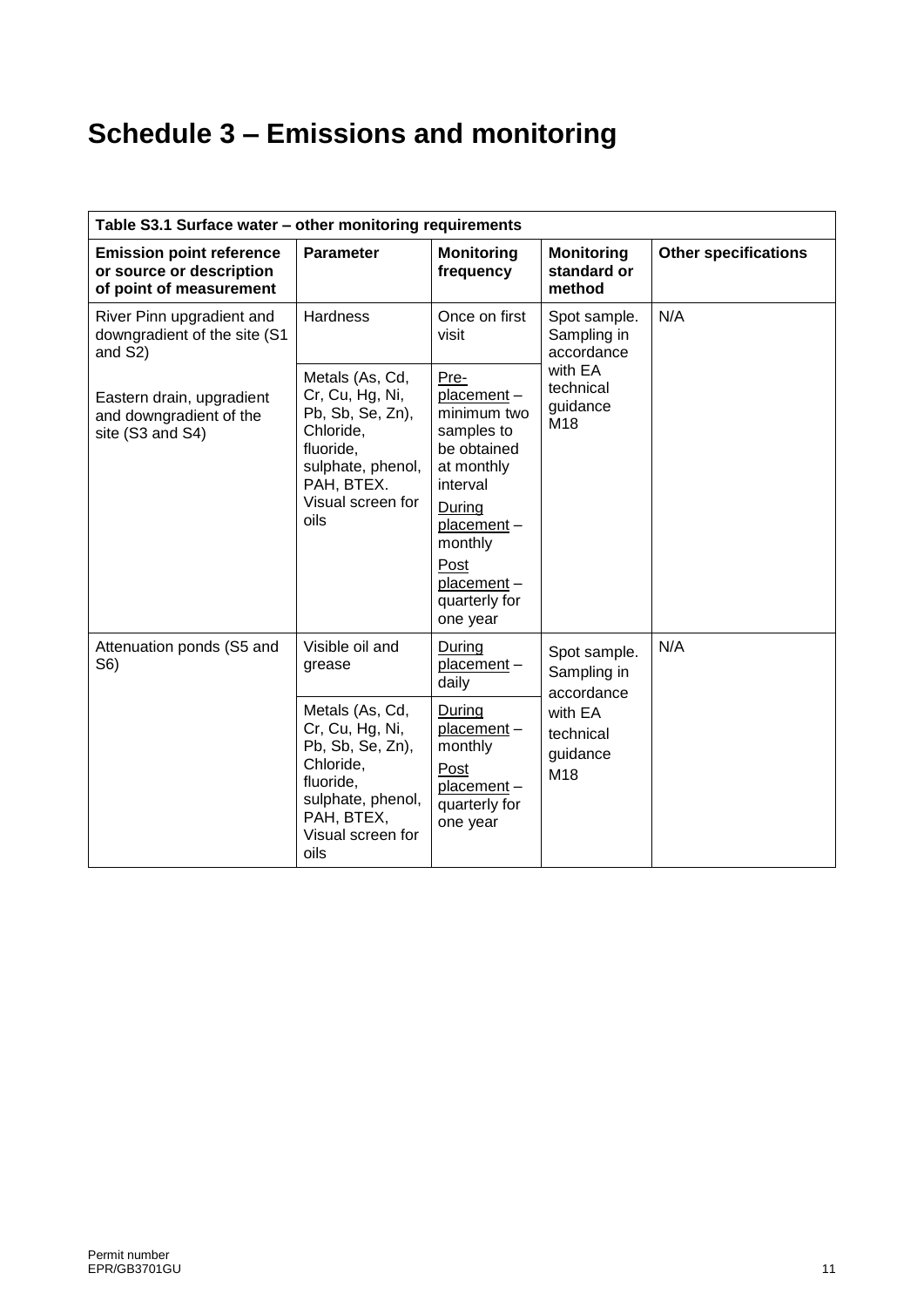# Schedule 3 – Emissions and monitoring

| Table S3.1 Surface water – other monitoring requirements | | | | |
|---|---|---|---|---|
| **Emission point reference or source or description of point of measurement** | **Parameter** | **Monitoring frequency** | **Monitoring standard or method** | **Other specifications** |
| River Pinn upgradient and downgradient of the site (S1 and S2)<br><br>Eastern drain, upgradient and downgradient of the site (S3 and S4) | Hardness | Once on first visit | Spot sample. Sampling in accordance with EA technical guidance M18 | N/A |
| | Metals (As, Cd, Cr, Cu, Hg, Ni, Pb, Sb, Se, Zn), Chloride, fluoride, sulphate, phenol, PAH, BTEX. Visual screen for oils | Pre-placement – minimum two samples to be obtained at monthly interval<br>During placement – monthly<br>Post placement – quarterly for one year | | |
| Attenuation ponds (S5 and S6) | Visible oil and grease | During placement – daily | Spot sample. Sampling in accordance with EA technical guidance M18 | N/A |
| | Metals (As, Cd, Cr, Cu, Hg, Ni, Pb, Sb, Se, Zn), Chloride, fluoride, sulphate, phenol, PAH, BTEX, Visual screen for oils | During placement – monthly<br>Post placement – quarterly for one year | | |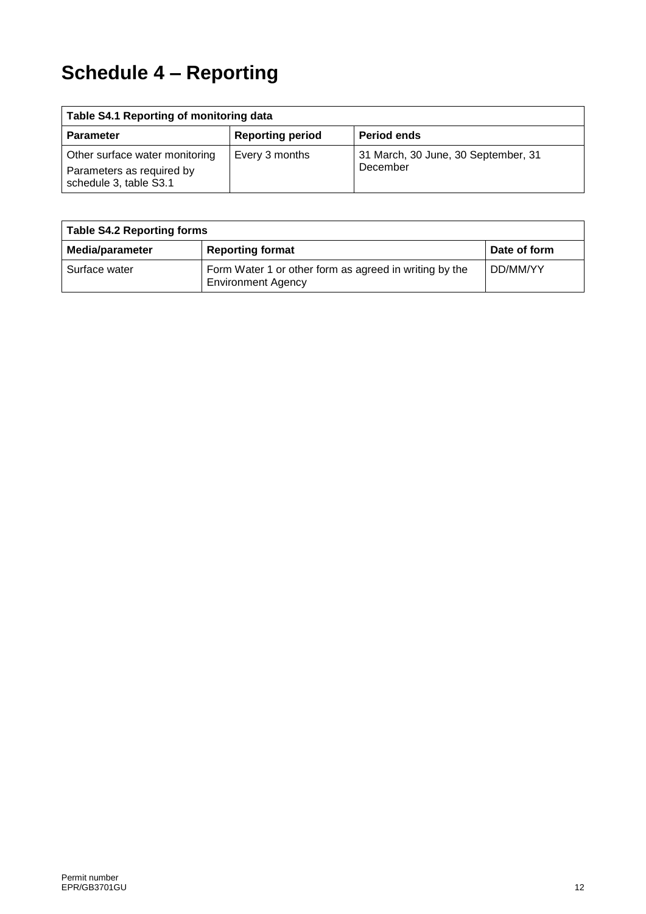# Schedule 4 – Reporting

| Table S4.1 Reporting of monitoring data | | |
|---|---|---|
| **Parameter** | **Reporting period** | **Period ends** |
| Other surface water monitoring<br>Parameters as required by schedule 3, table S3.1 | Every 3 months | 31 March, 30 June, 30 September, 31 December |

| Table S4.2 Reporting forms | | |
|---|---|---|
| **Media/parameter** | **Reporting format** | **Date of form** |
| Surface water | Form Water 1 or other form as agreed in writing by the Environment Agency | DD/MM/YY |

Permit number
EPR/GB3701GU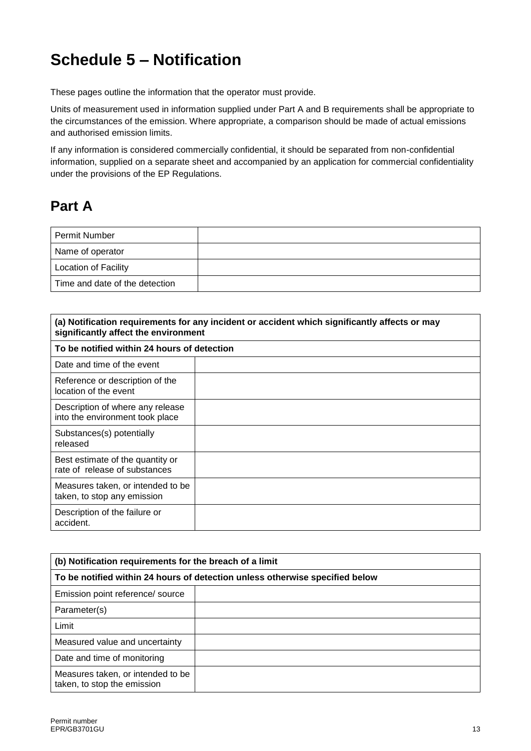# Schedule 5 – Notification

These pages outline the information that the operator must provide.

Units of measurement used in information supplied under Part A and B requirements shall be appropriate to the circumstances of the emission. Where appropriate, a comparison should be made of actual emissions and authorised emission limits.

If any information is considered commercially confidential, it should be separated from non-confidential information, supplied on a separate sheet and accompanied by an application for commercial confidentiality under the provisions of the EP Regulations.

## Part A

| Permit Number | |
|---|---|
| Name of operator | |
| Location of Facility | |
| Time and date of the detection | |

| **(a) Notification requirements for any incident or accident which significantly affects or may significantly affect the environment** | |
|---|---|
| **To be notified within 24 hours of detection** | |
| Date and time of the event | |
| Reference or description of the location of the event | |
| Description of where any release into the environment took place | |
| Substances(s) potentially released | |
| Best estimate of the quantity or rate of release of substances | |
| Measures taken, or intended to be taken, to stop any emission | |
| Description of the failure or accident. | |

| **(b) Notification requirements for the breach of a limit** | |
|---|---|
| **To be notified within 24 hours of detection unless otherwise specified below** | |
| Emission point reference/ source | |
| Parameter(s) | |
| Limit | |
| Measured value and uncertainty | |
| Date and time of monitoring | |
| Measures taken, or intended to be taken, to stop the emission | |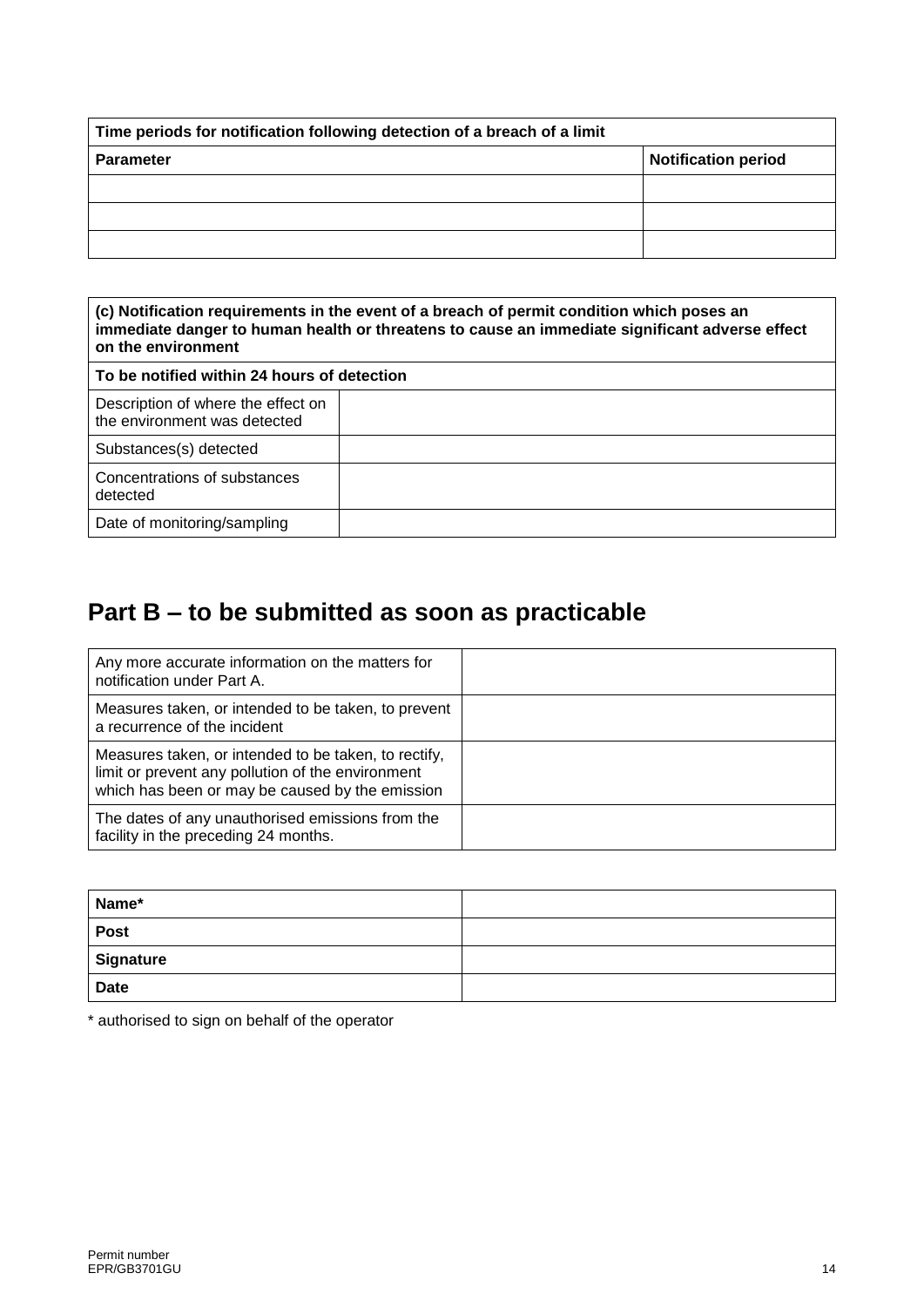| Time periods for notification following detection of a breach of a limit | |
|---|---|
| **Parameter** | **Notification period** |
| | |
| | |
| | |

| (c) Notification requirements in the event of a breach of permit condition which poses an immediate danger to human health or threatens to cause an immediate significant adverse effect on the environment | |
|---|---|
| **To be notified within 24 hours of detection** | |
| Description of where the effect on the environment was detected | |
| Substances(s) detected | |
| Concentrations of substances detected | |
| Date of monitoring/sampling | |

## Part B – to be submitted as soon as practicable

| | |
|---|---|
| Any more accurate information on the matters for notification under Part A. | |
| Measures taken, or intended to be taken, to prevent a recurrence of the incident | |
| Measures taken, or intended to be taken, to rectify, limit or prevent any pollution of the environment which has been or may be caused by the emission | |
| The dates of any unauthorised emissions from the facility in the preceding 24 months. | |

| | |
|---|---|
| **Name*** | |
| **Post** | |
| **Signature** | |
| **Date** | |

* authorised to sign on behalf of the operator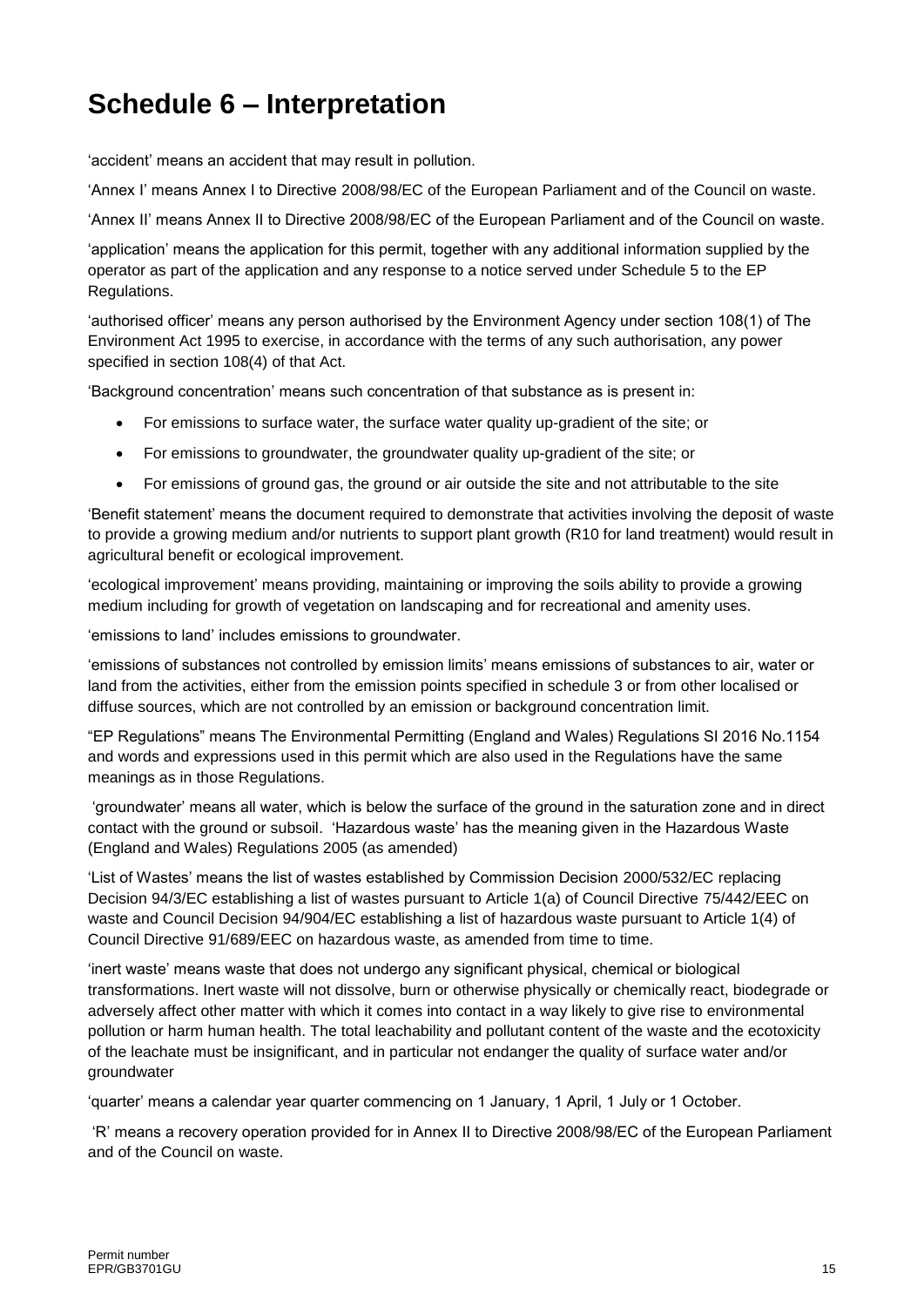# Schedule 6 – Interpretation

'accident' means an accident that may result in pollution.

'Annex I' means Annex I to Directive 2008/98/EC of the European Parliament and of the Council on waste.

'Annex II' means Annex II to Directive 2008/98/EC of the European Parliament and of the Council on waste.

'application' means the application for this permit, together with any additional information supplied by the operator as part of the application and any response to a notice served under Schedule 5 to the EP Regulations.

'authorised officer' means any person authorised by the Environment Agency under section 108(1) of The Environment Act 1995 to exercise, in accordance with the terms of any such authorisation, any power specified in section 108(4) of that Act.

'Background concentration' means such concentration of that substance as is present in:

- For emissions to surface water, the surface water quality up-gradient of the site; or
- For emissions to groundwater, the groundwater quality up-gradient of the site; or
- For emissions of ground gas, the ground or air outside the site and not attributable to the site

'Benefit statement' means the document required to demonstrate that activities involving the deposit of waste to provide a growing medium and/or nutrients to support plant growth (R10 for land treatment) would result in agricultural benefit or ecological improvement.

'ecological improvement' means providing, maintaining or improving the soils ability to provide a growing medium including for growth of vegetation on landscaping and for recreational and amenity uses.

'emissions to land' includes emissions to groundwater.

'emissions of substances not controlled by emission limits' means emissions of substances to air, water or land from the activities, either from the emission points specified in schedule 3 or from other localised or diffuse sources, which are not controlled by an emission or background concentration limit.

"EP Regulations" means The Environmental Permitting (England and Wales) Regulations SI 2016 No.1154 and words and expressions used in this permit which are also used in the Regulations have the same meanings as in those Regulations.

'groundwater' means all water, which is below the surface of the ground in the saturation zone and in direct contact with the ground or subsoil. 'Hazardous waste' has the meaning given in the Hazardous Waste (England and Wales) Regulations 2005 (as amended)

'List of Wastes' means the list of wastes established by Commission Decision 2000/532/EC replacing Decision 94/3/EC establishing a list of wastes pursuant to Article 1(a) of Council Directive 75/442/EEC on waste and Council Decision 94/904/EC establishing a list of hazardous waste pursuant to Article 1(4) of Council Directive 91/689/EEC on hazardous waste, as amended from time to time.

'inert waste' means waste that does not undergo any significant physical, chemical or biological transformations. Inert waste will not dissolve, burn or otherwise physically or chemically react, biodegrade or adversely affect other matter with which it comes into contact in a way likely to give rise to environmental pollution or harm human health. The total leachability and pollutant content of the waste and the ecotoxicity of the leachate must be insignificant, and in particular not endanger the quality of surface water and/or groundwater

'quarter' means a calendar year quarter commencing on 1 January, 1 April, 1 July or 1 October.

'R' means a recovery operation provided for in Annex II to Directive 2008/98/EC of the European Parliament and of the Council on waste.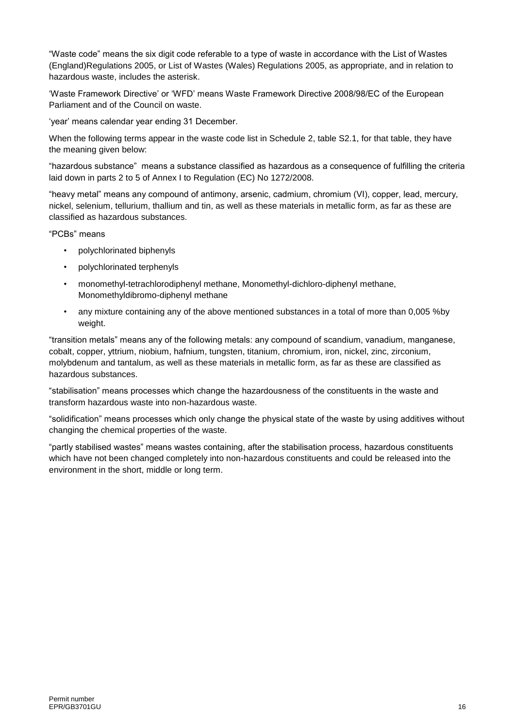“Waste code” means the six digit code referable to a type of waste in accordance with the List of Wastes (England)Regulations 2005, or List of Wastes (Wales) Regulations 2005, as appropriate, and in relation to hazardous waste, includes the asterisk.

‘Waste Framework Directive’ or ‘WFD’ means Waste Framework Directive 2008/98/EC of the European Parliament and of the Council on waste.

‘year’ means calendar year ending 31 December.

When the following terms appear in the waste code list in Schedule 2, table S2.1, for that table, they have the meaning given below:

“hazardous substance” means a substance classified as hazardous as a consequence of fulfilling the criteria laid down in parts 2 to 5 of Annex I to Regulation (EC) No 1272/2008.

“heavy metal” means any compound of antimony, arsenic, cadmium, chromium (VI), copper, lead, mercury, nickel, selenium, tellurium, thallium and tin, as well as these materials in metallic form, as far as these are classified as hazardous substances.

“PCBs” means

- polychlorinated biphenyls
- polychlorinated terphenyls
- monomethyl-tetrachlorodiphenyl methane, Monomethyl-dichloro-diphenyl methane, Monomethyldibromo-diphenyl methane
- any mixture containing any of the above mentioned substances in a total of more than 0,005 %by weight.

“transition metals” means any of the following metals: any compound of scandium, vanadium, manganese, cobalt, copper, yttrium, niobium, hafnium, tungsten, titanium, chromium, iron, nickel, zinc, zirconium, molybdenum and tantalum, as well as these materials in metallic form, as far as these are classified as hazardous substances.

“stabilisation” means processes which change the hazardousness of the constituents in the waste and transform hazardous waste into non-hazardous waste.

“solidification” means processes which only change the physical state of the waste by using additives without changing the chemical properties of the waste.

“partly stabilised wastes” means wastes containing, after the stabilisation process, hazardous constituents which have not been changed completely into non-hazardous constituents and could be released into the environment in the short, middle or long term.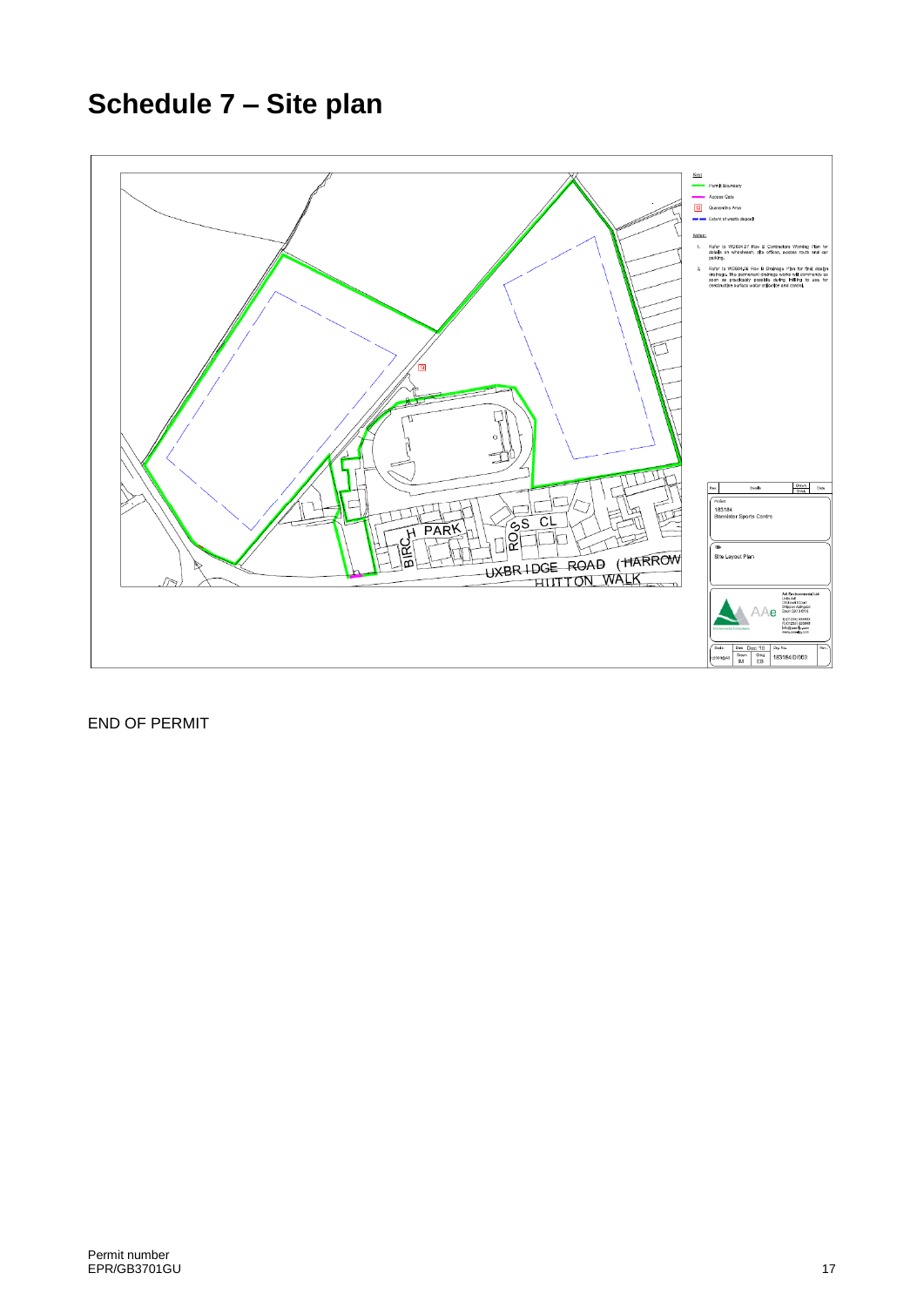# Schedule 7 – Site plan

Key:

Permit Boundary

Access Gate

Q Quarantine Area

Extent of waste deposit

Notes:

1. Refer to WC06427 Rev B Contractors Working Plan for details on wheelwash, site offices, access route and car parking.
2. Refer to WC06426 Rev B Drainage Plan for final design drainage. The permanent drainage works will commence as soon as practicably possible during infilling to use for construction surface water collection and control.

BIRCH PARK

ROSS CL

UXBRIDGE ROAD (HARROW

HUTTON WALK

Project
183184
Bannister Sports Centre

Title
Site Layout Plan

AA Environmental Ltd

Scale 1:2000@A3 | Date Dec '18 | Drawn IM | Chkd EB | Dwg. No. 183184/D/003

END OF PERMIT